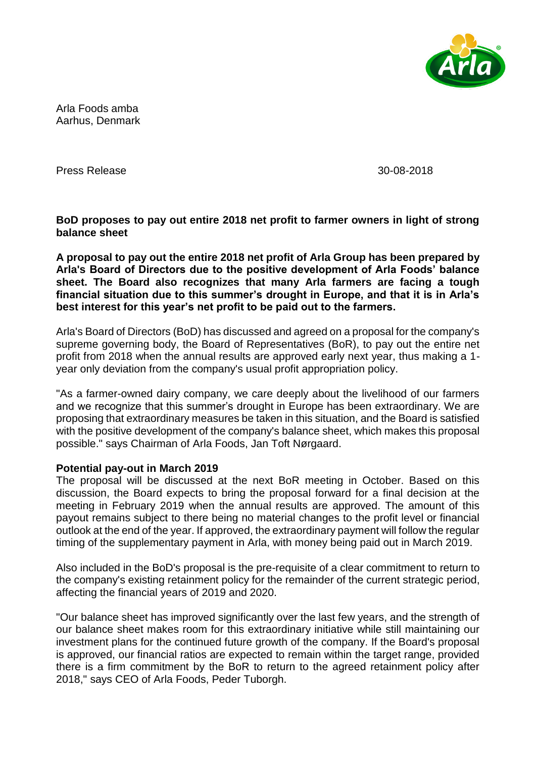Arla Foods amba
Aarhus, Denmark

Press Release 30-08-2018

**BoD proposes to pay out entire 2018 net profit to farmer owners in light of strong balance sheet**

**A proposal to pay out the entire 2018 net profit of Arla Group has been prepared by Arla's Board of Directors due to the positive development of Arla Foods' balance sheet. The Board also recognizes that many Arla farmers are facing a tough financial situation due to this summer's drought in Europe, and that it is in Arla's best interest for this year's net profit to be paid out to the farmers.**

Arla's Board of Directors (BoD) has discussed and agreed on a proposal for the company's supreme governing body, the Board of Representatives (BoR), to pay out the entire net profit from 2018 when the annual results are approved early next year, thus making a 1-year only deviation from the company's usual profit appropriation policy.

"As a farmer-owned dairy company, we care deeply about the livelihood of our farmers and we recognize that this summer's drought in Europe has been extraordinary. We are proposing that extraordinary measures be taken in this situation, and the Board is satisfied with the positive development of the company's balance sheet, which makes this proposal possible." says Chairman of Arla Foods, Jan Toft Nørgaard.

**Potential pay-out in March 2019**

The proposal will be discussed at the next BoR meeting in October. Based on this discussion, the Board expects to bring the proposal forward for a final decision at the meeting in February 2019 when the annual results are approved. The amount of this payout remains subject to there being no material changes to the profit level or financial outlook at the end of the year. If approved, the extraordinary payment will follow the regular timing of the supplementary payment in Arla, with money being paid out in March 2019.

Also included in the BoD's proposal is the pre-requisite of a clear commitment to return to the company's existing retainment policy for the remainder of the current strategic period, affecting the financial years of 2019 and 2020.

"Our balance sheet has improved significantly over the last few years, and the strength of our balance sheet makes room for this extraordinary initiative while still maintaining our investment plans for the continued future growth of the company. If the Board's proposal is approved, our financial ratios are expected to remain within the target range, provided there is a firm commitment by the BoR to return to the agreed retainment policy after 2018," says CEO of Arla Foods, Peder Tuborgh.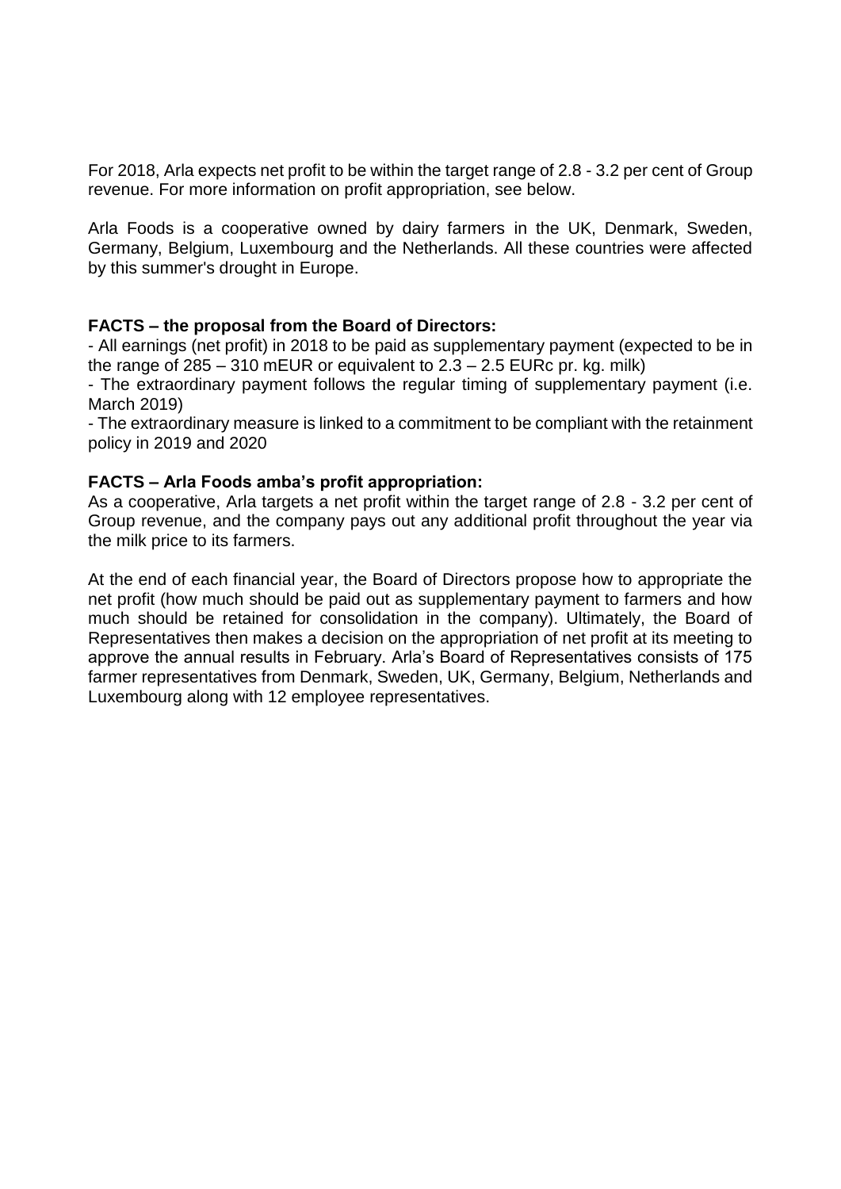For 2018, Arla expects net profit to be within the target range of 2.8 - 3.2 per cent of Group revenue. For more information on profit appropriation, see below.

Arla Foods is a cooperative owned by dairy farmers in the UK, Denmark, Sweden, Germany, Belgium, Luxembourg and the Netherlands. All these countries were affected by this summer's drought in Europe.

**FACTS – the proposal from the Board of Directors:**

- All earnings (net profit) in 2018 to be paid as supplementary payment (expected to be in the range of 285 – 310 mEUR or equivalent to 2.3 – 2.5 EURc pr. kg. milk)
- The extraordinary payment follows the regular timing of supplementary payment (i.e. March 2019)
- The extraordinary measure is linked to a commitment to be compliant with the retainment policy in 2019 and 2020

**FACTS – Arla Foods amba's profit appropriation:**

As a cooperative, Arla targets a net profit within the target range of 2.8 - 3.2 per cent of Group revenue, and the company pays out any additional profit throughout the year via the milk price to its farmers.

At the end of each financial year, the Board of Directors propose how to appropriate the net profit (how much should be paid out as supplementary payment to farmers and how much should be retained for consolidation in the company). Ultimately, the Board of Representatives then makes a decision on the appropriation of net profit at its meeting to approve the annual results in February. Arla's Board of Representatives consists of 175 farmer representatives from Denmark, Sweden, UK, Germany, Belgium, Netherlands and Luxembourg along with 12 employee representatives.